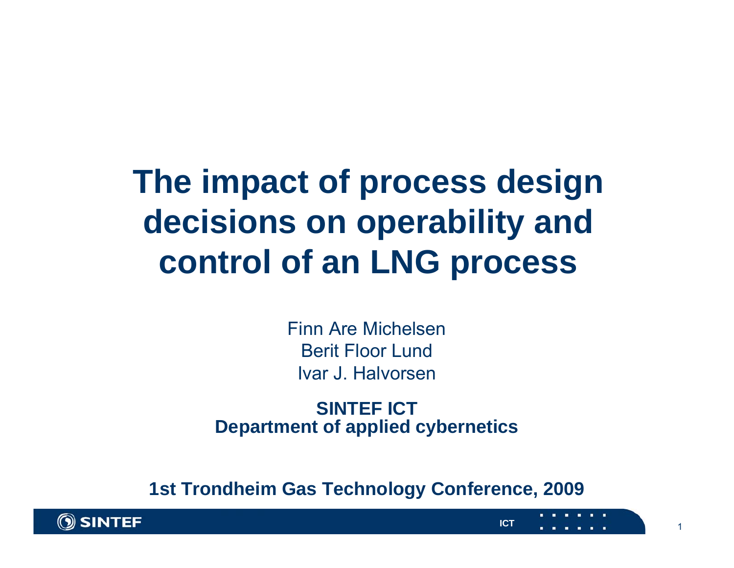# The impact of process design decisions on operability and control of an LNG process

Finn Are Michelsen
Berit Floor Lund
Ivar J. Halvorsen

**SINTEF ICT**
**Department of applied cybernetics**

**1st Trondheim Gas Technology Conference, 2009**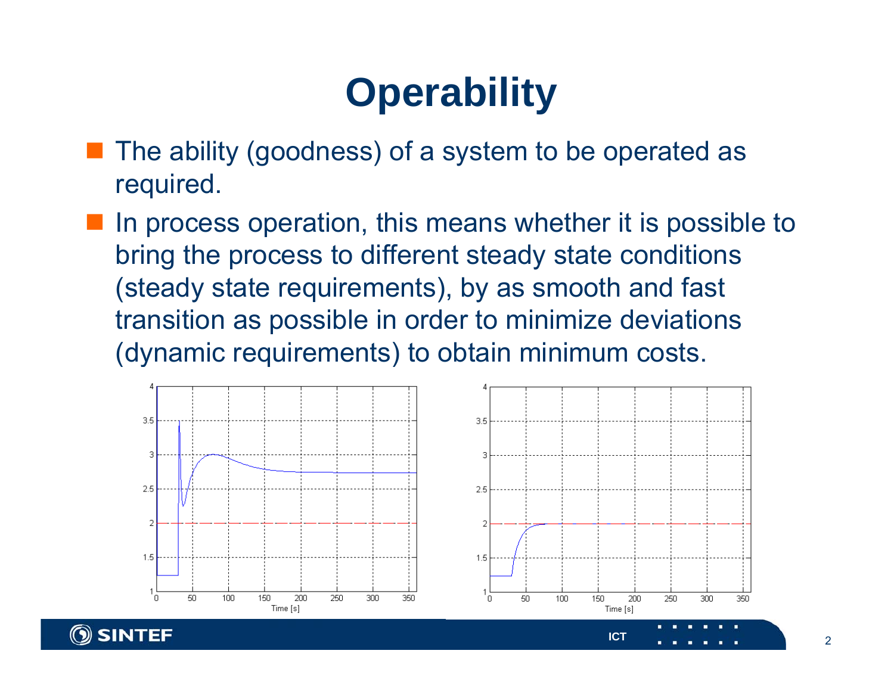# Operability

- The ability (goodness) of a system to be operated as required.
- In process operation, this means whether it is possible to bring the process to different steady state conditions (steady state requirements), by as smooth and fast transition as possible in order to minimize deviations (dynamic requirements) to obtain minimum costs.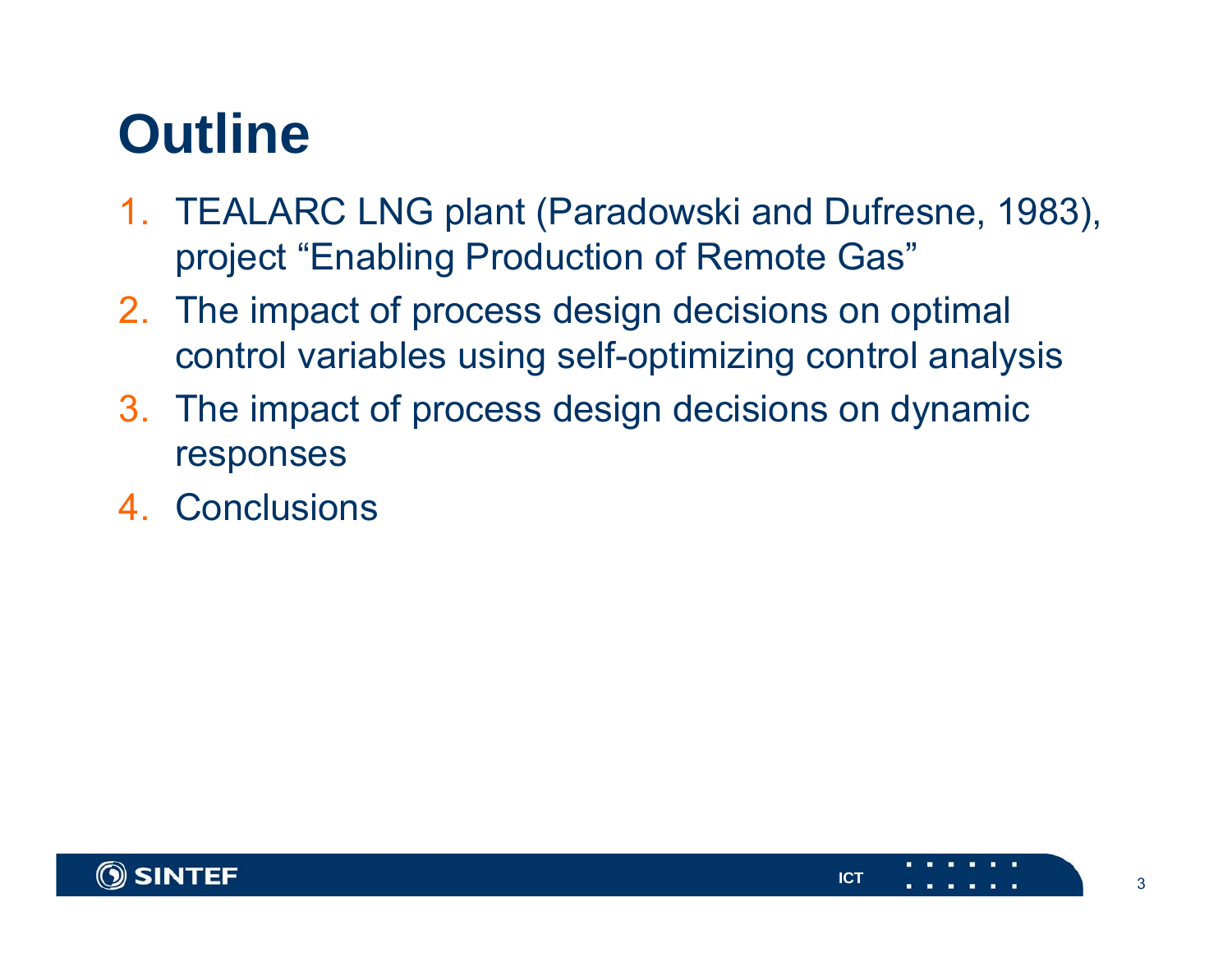# Outline

1. TEALARC LNG plant (Paradowski and Dufresne, 1983), project “Enabling Production of Remote Gas”
2. The impact of process design decisions on optimal control variables using self-optimizing control analysis
3. The impact of process design decisions on dynamic responses
4. Conclusions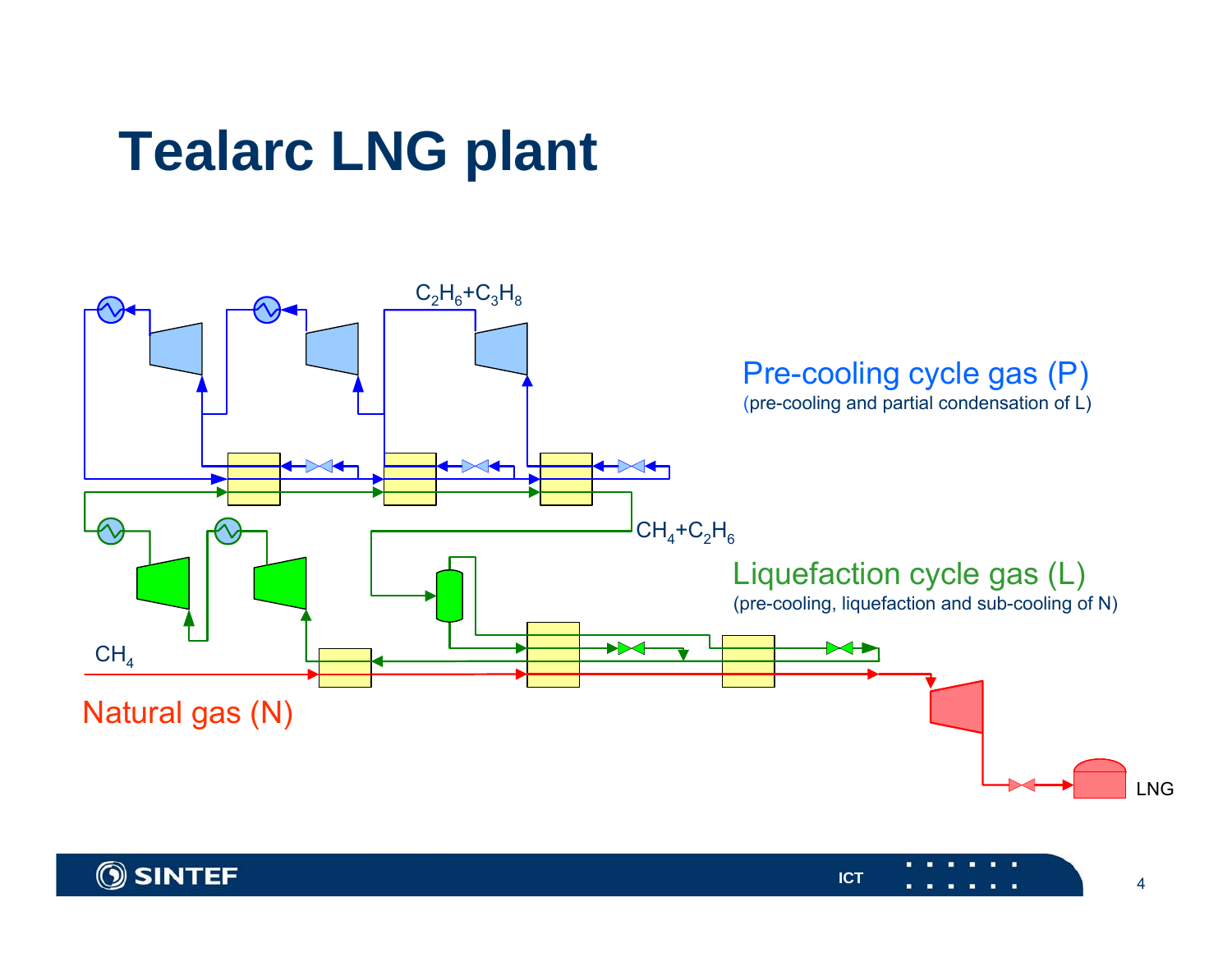# Tealarc LNG plant

$C_2H_6$+$C_3H_8$

Pre-cooling cycle gas (P)
(pre-cooling and partial condensation of L)

$CH_4$+$C_2H_6$

Liquefaction cycle gas (L)
(pre-cooling, liquefaction and sub-cooling of N)

$CH_4$

Natural gas (N)

LNG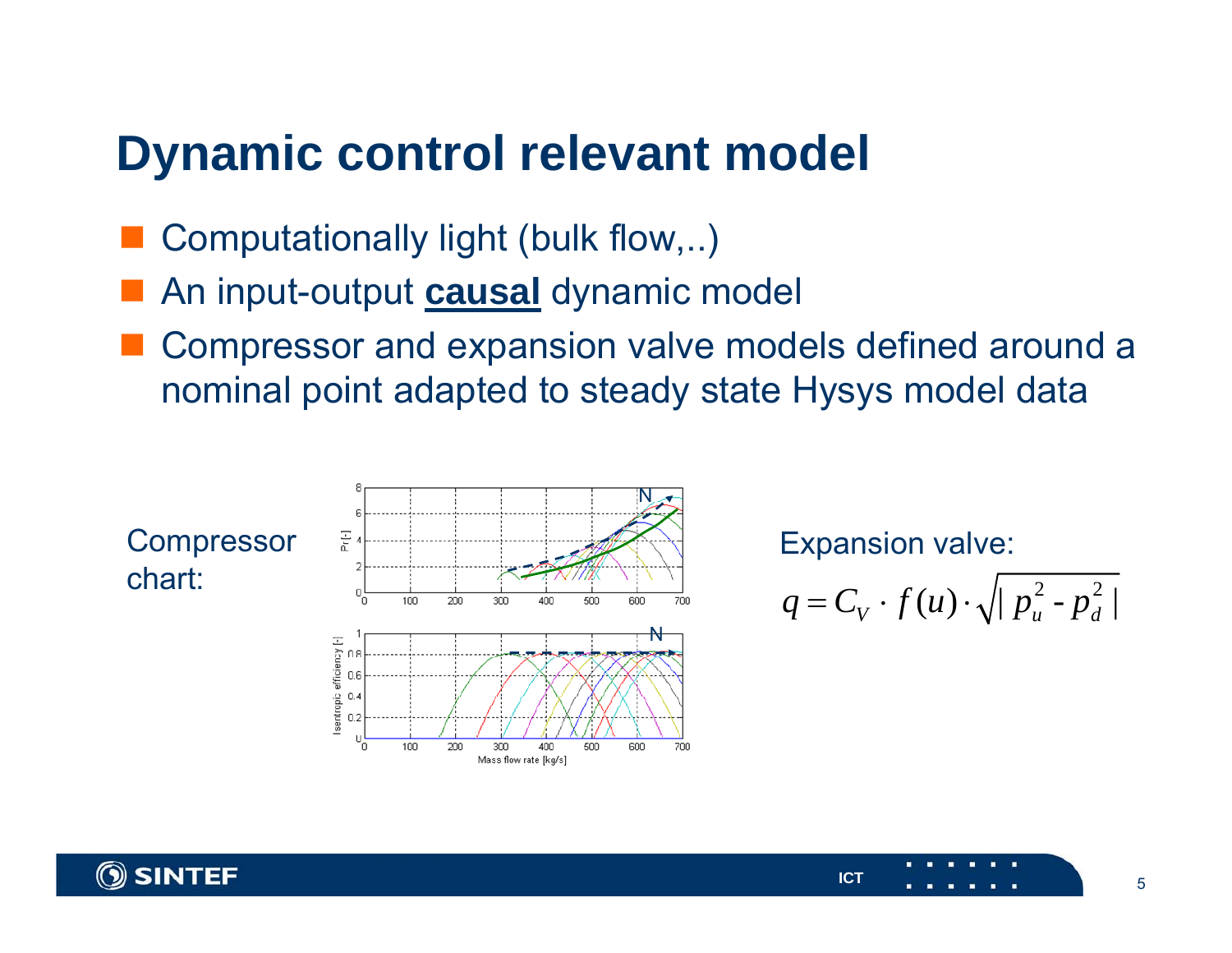# Dynamic control relevant model

- Computationally light (bulk flow,..)
- An input-output **causal** dynamic model
- Compressor and expansion valve models defined around a nominal point adapted to steady state Hysys model data

Compressor chart:

Expansion valve:

$$q = C_V \cdot f(u) \cdot \sqrt{| p_u^2 - p_d^2 |}$$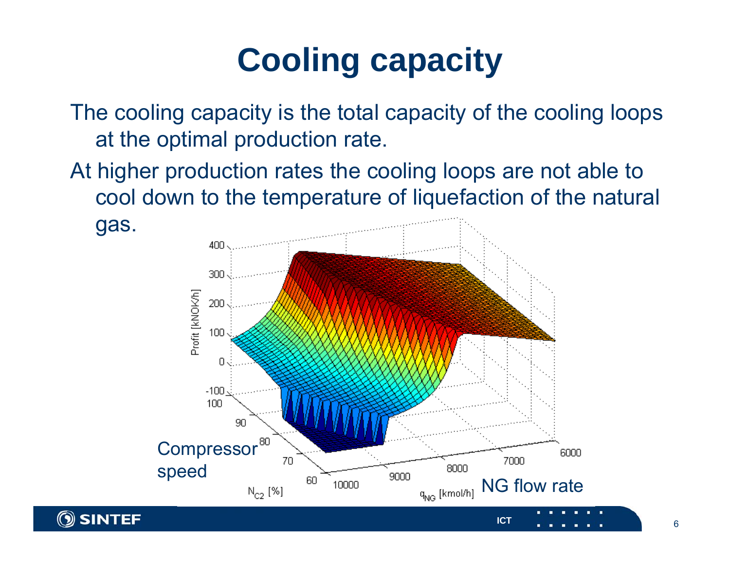# Cooling capacity

The cooling capacity is the total capacity of the cooling loops at the optimal production rate.

At higher production rates the cooling loops are not able to cool down to the temperature of liquefaction of the natural gas.

Compressor speed

NG flow rate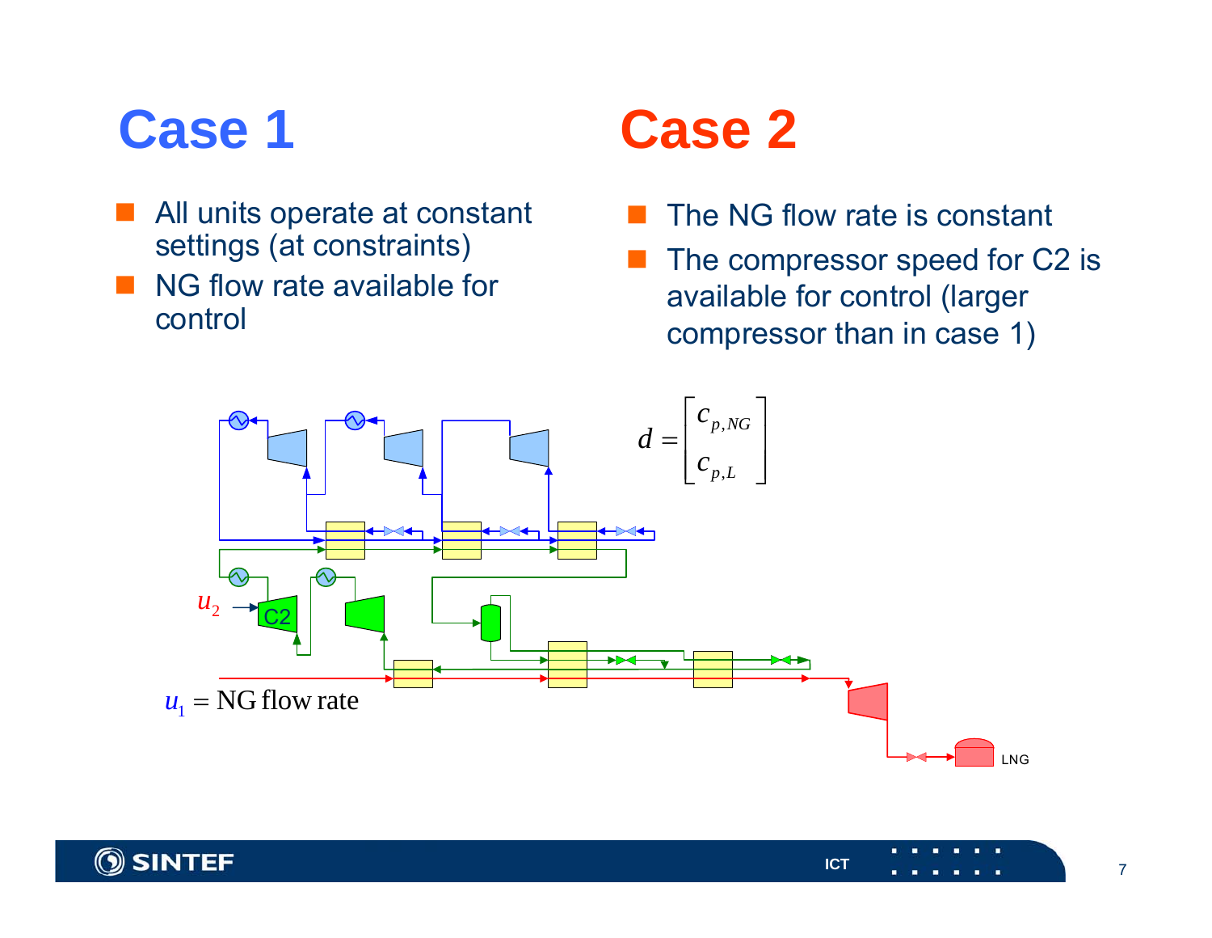## Case 1

- All units operate at constant settings (at constraints)
- NG flow rate available for control

## Case 2

- The NG flow rate is constant
- The compressor speed for C2 is available for control (larger compressor than in case 1)

$$d = \begin{bmatrix} c_{p,NG} \\ c_{p,L} \end{bmatrix}$$

$u_2$ → C2

$u_1$ = NG flow rate

LNG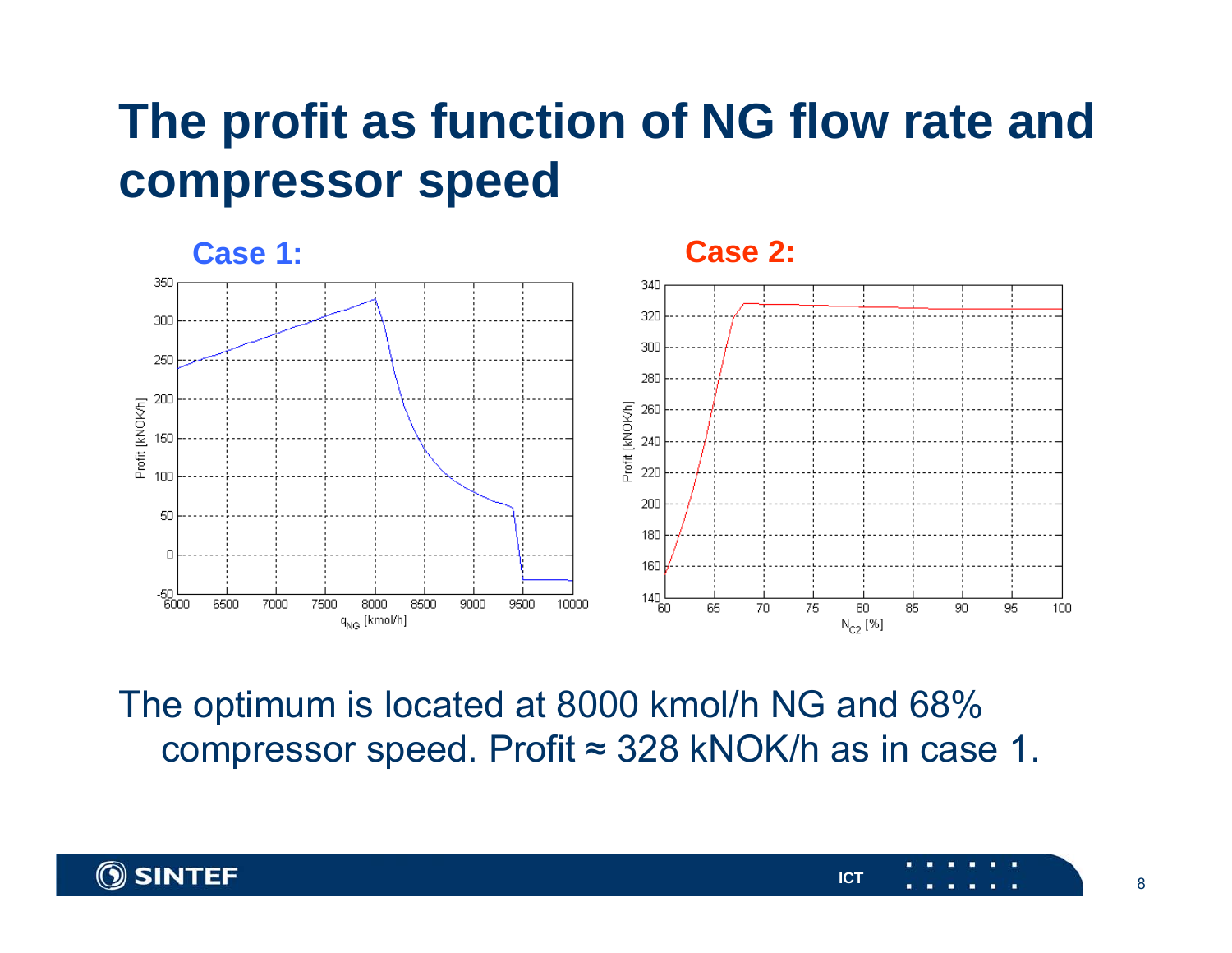# The profit as function of NG flow rate and compressor speed

**Case 1:**

**Case 2:**

The optimum is located at 8000 kmol/h NG and 68% compressor speed. Profit ≈ 328 kNOK/h as in case 1.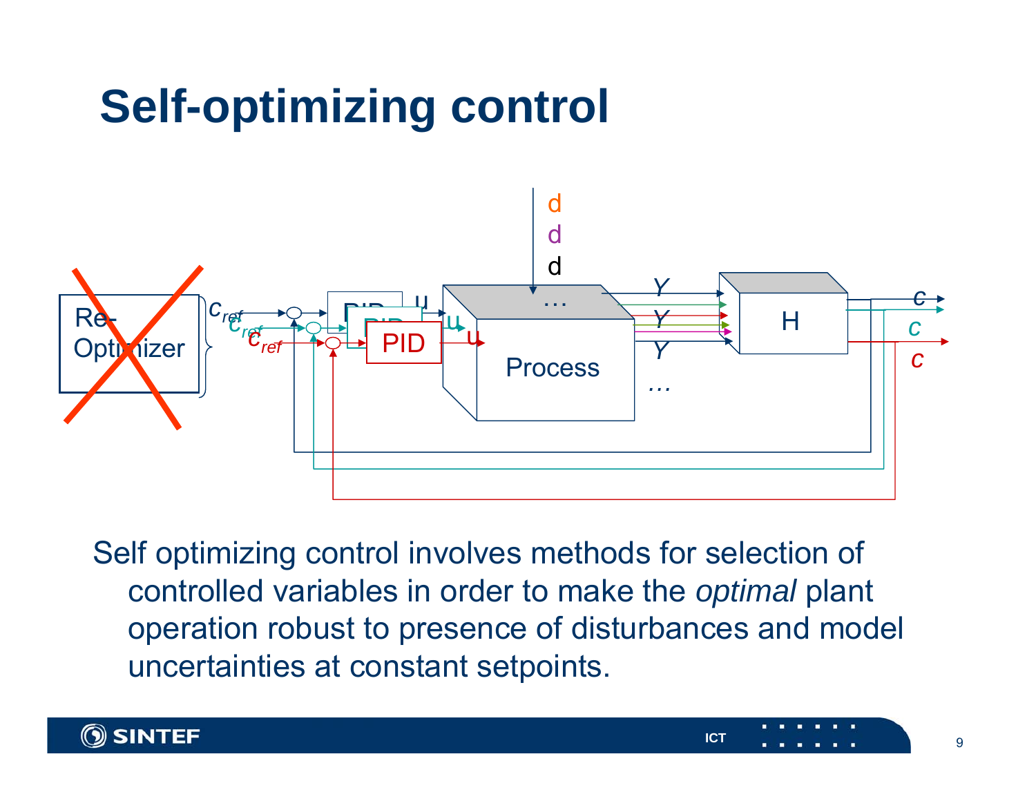# Self-optimizing control

Self optimizing control involves methods for selection of controlled variables in order to make the *optimal* plant operation robust to presence of disturbances and model uncertainties at constant setpoints.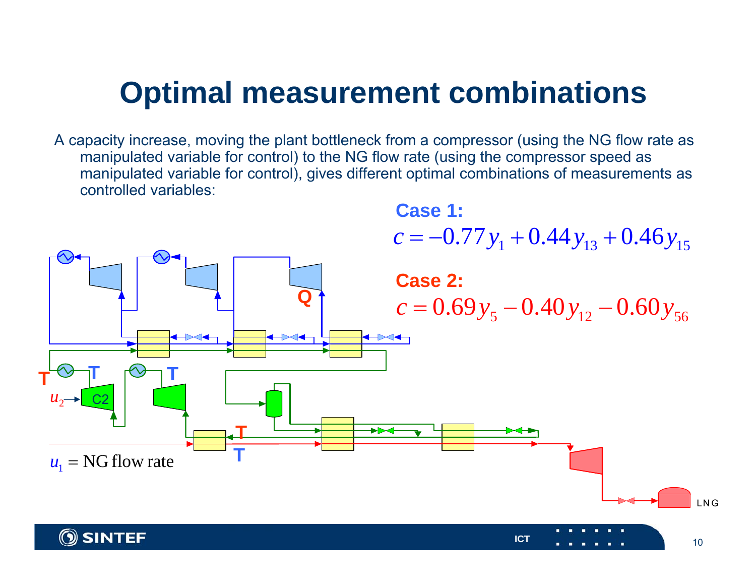# Optimal measurement combinations

A capacity increase, moving the plant bottleneck from a compressor (using the NG flow rate as manipulated variable for control) to the NG flow rate (using the compressor speed as manipulated variable for control), gives different optimal combinations of measurements as controlled variables:

**Case 1:**

$$c = -0.77y_1 + 0.44y_{13} + 0.46y_{15}$$

**Case 2:**

$$c = 0.69y_5 - 0.40y_{12} - 0.60y_{56}$$

$u_2$ C2 T T T Q T T

$u_1$ = NG flow rate

LNG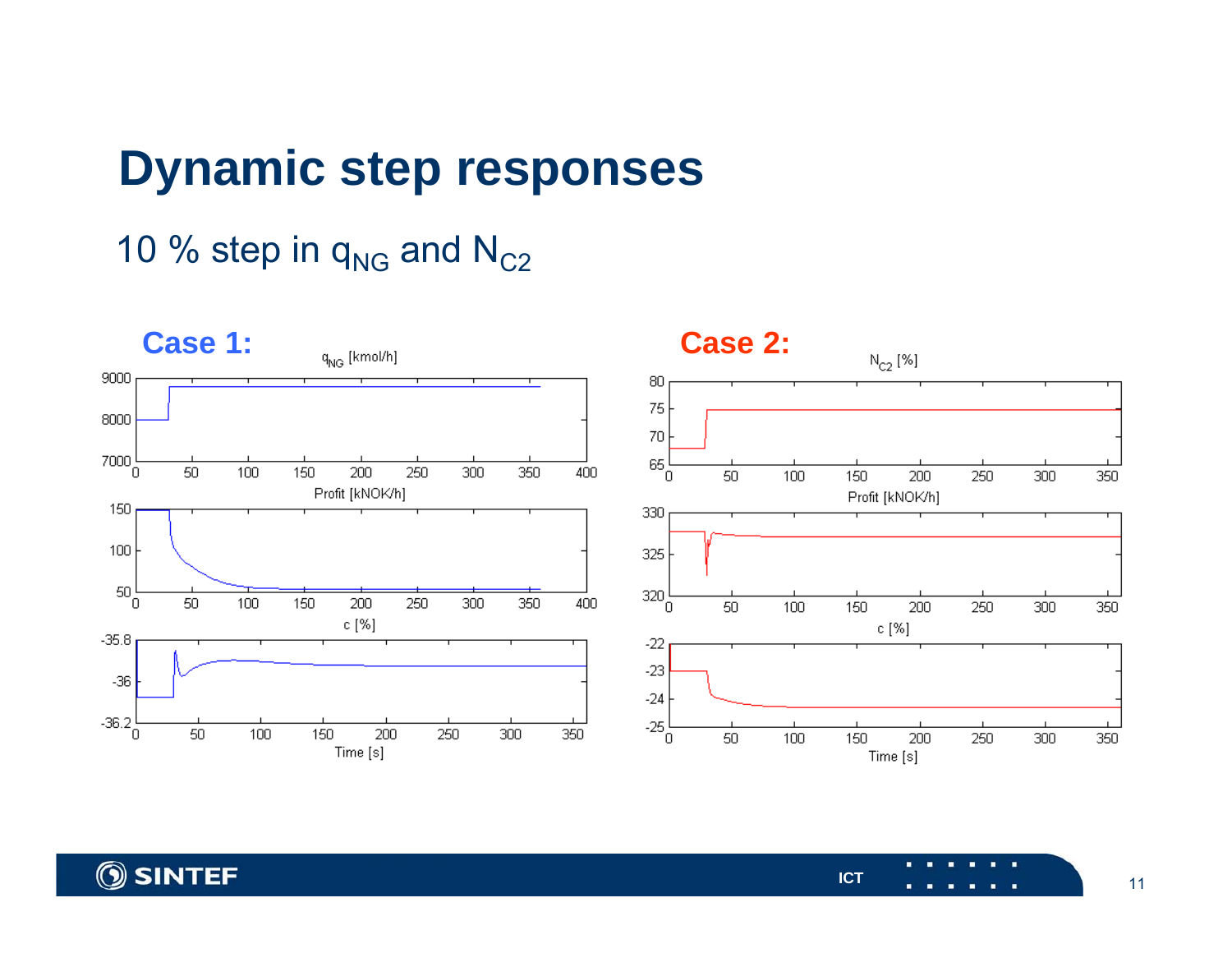# Dynamic step responses

10 % step in $q_{NG}$ and $N_{C2}$

**Case 1:**

**Case 2:**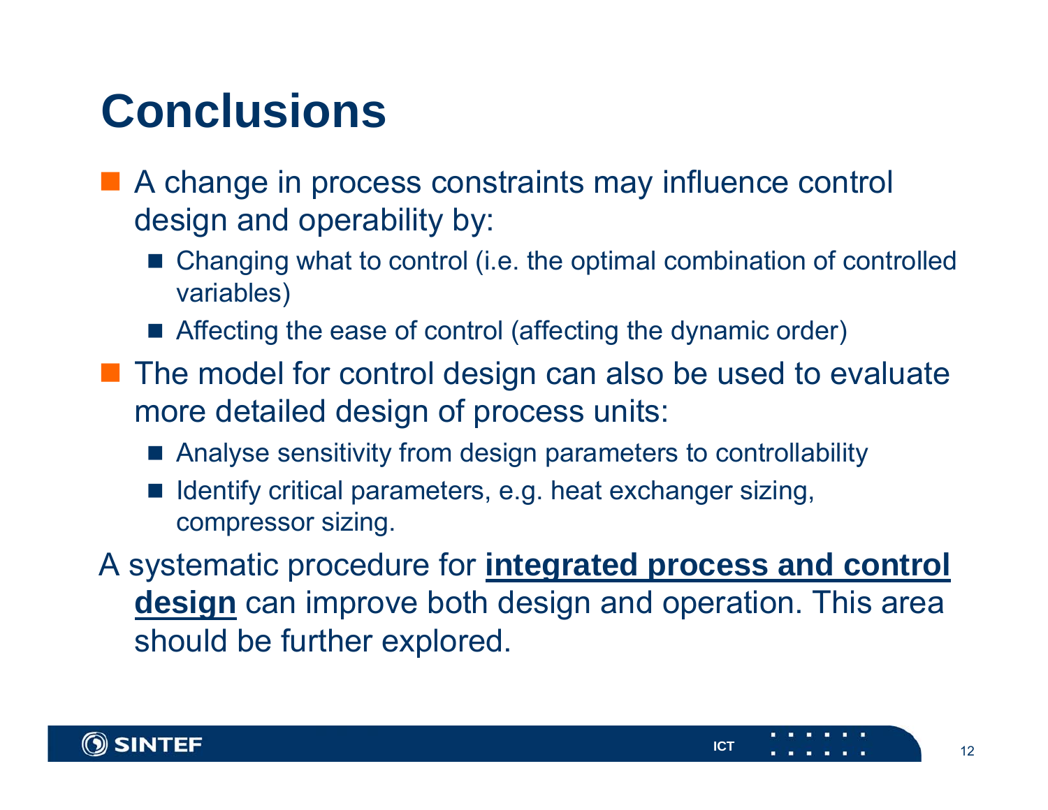# Conclusions

- A change in process constraints may influence control design and operability by:
  - Changing what to control (i.e. the optimal combination of controlled variables)
  - Affecting the ease of control (affecting the dynamic order)
- The model for control design can also be used to evaluate more detailed design of process units:
  - Analyse sensitivity from design parameters to controllability
  - Identify critical parameters, e.g. heat exchanger sizing, compressor sizing.

A systematic procedure for **integrated process and control design** can improve both design and operation. This area should be further explored.